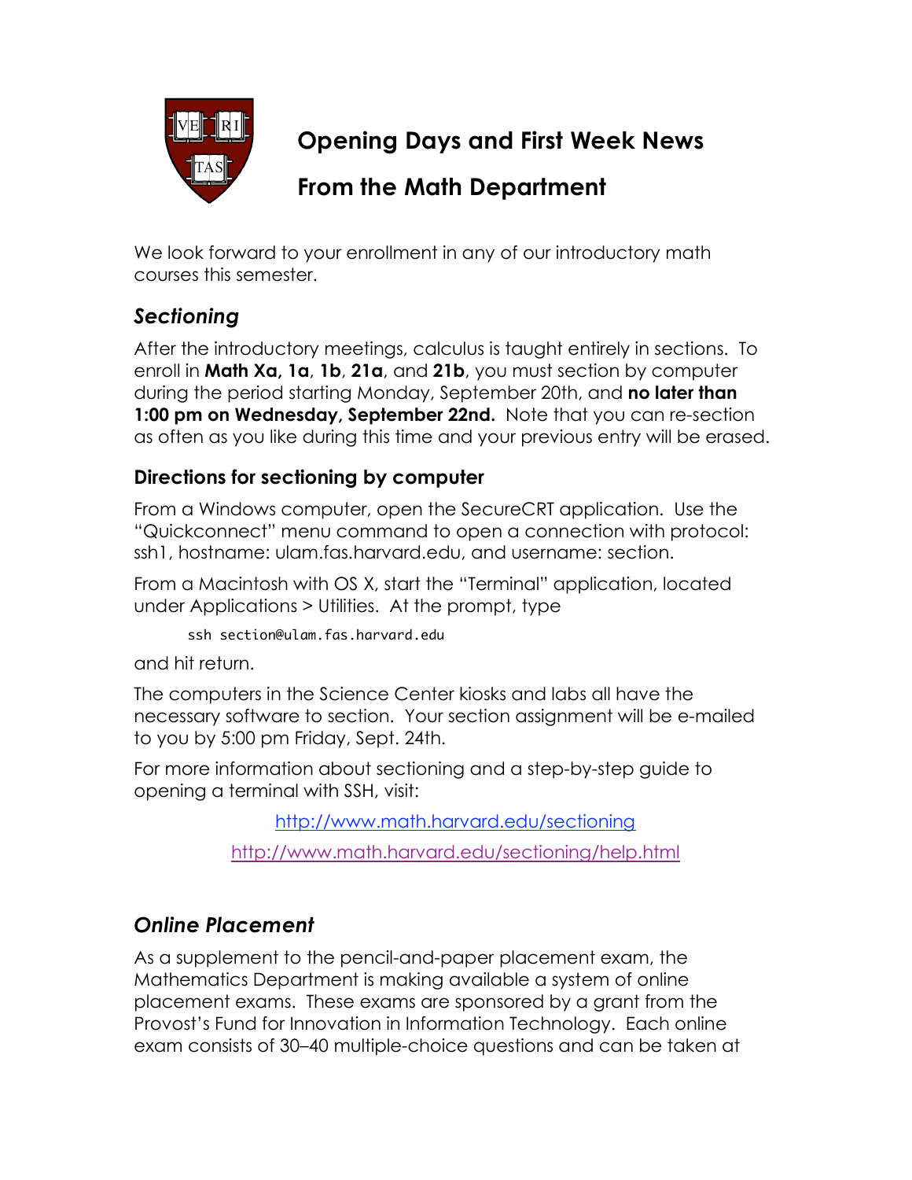# Opening Days and First Week News

# From the Math Department

We look forward to your enrollment in any of our introductory math courses this semester.

## *Sectioning*

After the introductory meetings, calculus is taught entirely in sections. To enroll in **Math Xa, 1a**, **1b**, **21a**, and **21b**, you must section by computer during the period starting Monday, September 20th, and **no later than 1:00 pm on Wednesday, September 22nd.** Note that you can re-section as often as you like during this time and your previous entry will be erased.

### Directions for sectioning by computer

From a Windows computer, open the SecureCRT application. Use the "Quickconnect" menu command to open a connection with protocol: ssh1, hostname: ulam.fas.harvard.edu, and username: section.

From a Macintosh with OS X, start the "Terminal" application, located under Applications > Utilities. At the prompt, type

```
ssh section@ulam.fas.harvard.edu
```

and hit return.

The computers in the Science Center kiosks and labs all have the necessary software to section. Your section assignment will be e-mailed to you by 5:00 pm Friday, Sept. 24th.

For more information about sectioning and a step-by-step guide to opening a terminal with SSH, visit:

http://www.math.harvard.edu/sectioning

http://www.math.harvard.edu/sectioning/help.html

## *Online Placement*

As a supplement to the pencil-and-paper placement exam, the Mathematics Department is making available a system of online placement exams. These exams are sponsored by a grant from the Provost's Fund for Innovation in Information Technology. Each online exam consists of 30–40 multiple-choice questions and can be taken at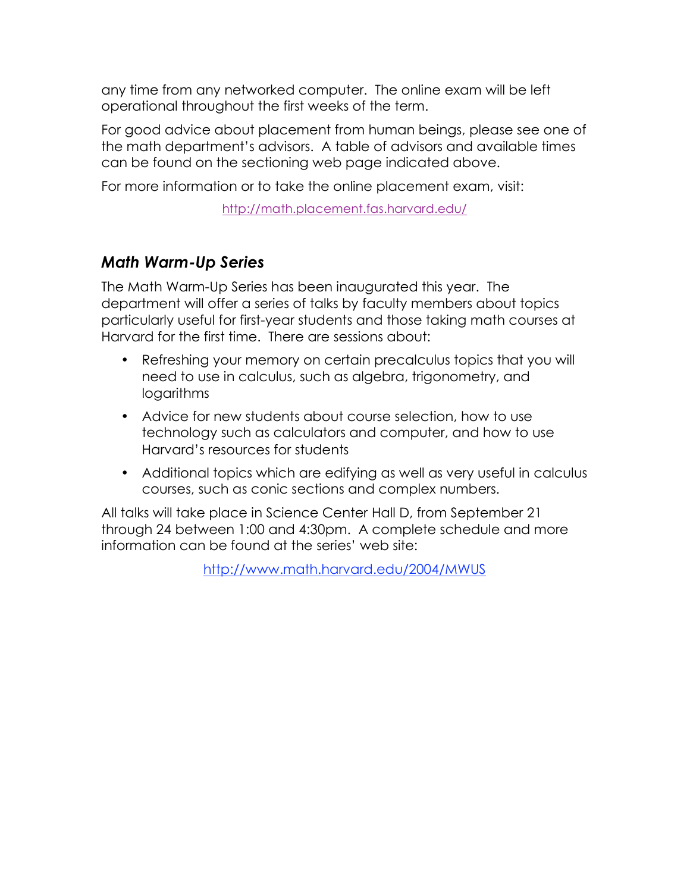any time from any networked computer. The online exam will be left operational throughout the first weeks of the term.

For good advice about placement from human beings, please see one of the math department's advisors. A table of advisors and available times can be found on the sectioning web page indicated above.

For more information or to take the online placement exam, visit:

http://math.placement.fas.harvard.edu/

### *Math Warm-Up Series*

The Math Warm-Up Series has been inaugurated this year. The department will offer a series of talks by faculty members about topics particularly useful for first-year students and those taking math courses at Harvard for the first time. There are sessions about:

- Refreshing your memory on certain precalculus topics that you will need to use in calculus, such as algebra, trigonometry, and logarithms
- Advice for new students about course selection, how to use technology such as calculators and computer, and how to use Harvard's resources for students
- Additional topics which are edifying as well as very useful in calculus courses, such as conic sections and complex numbers.

All talks will take place in Science Center Hall D, from September 21 through 24 between 1:00 and 4:30pm. A complete schedule and more information can be found at the series' web site:

http://www.math.harvard.edu/2004/MWUS